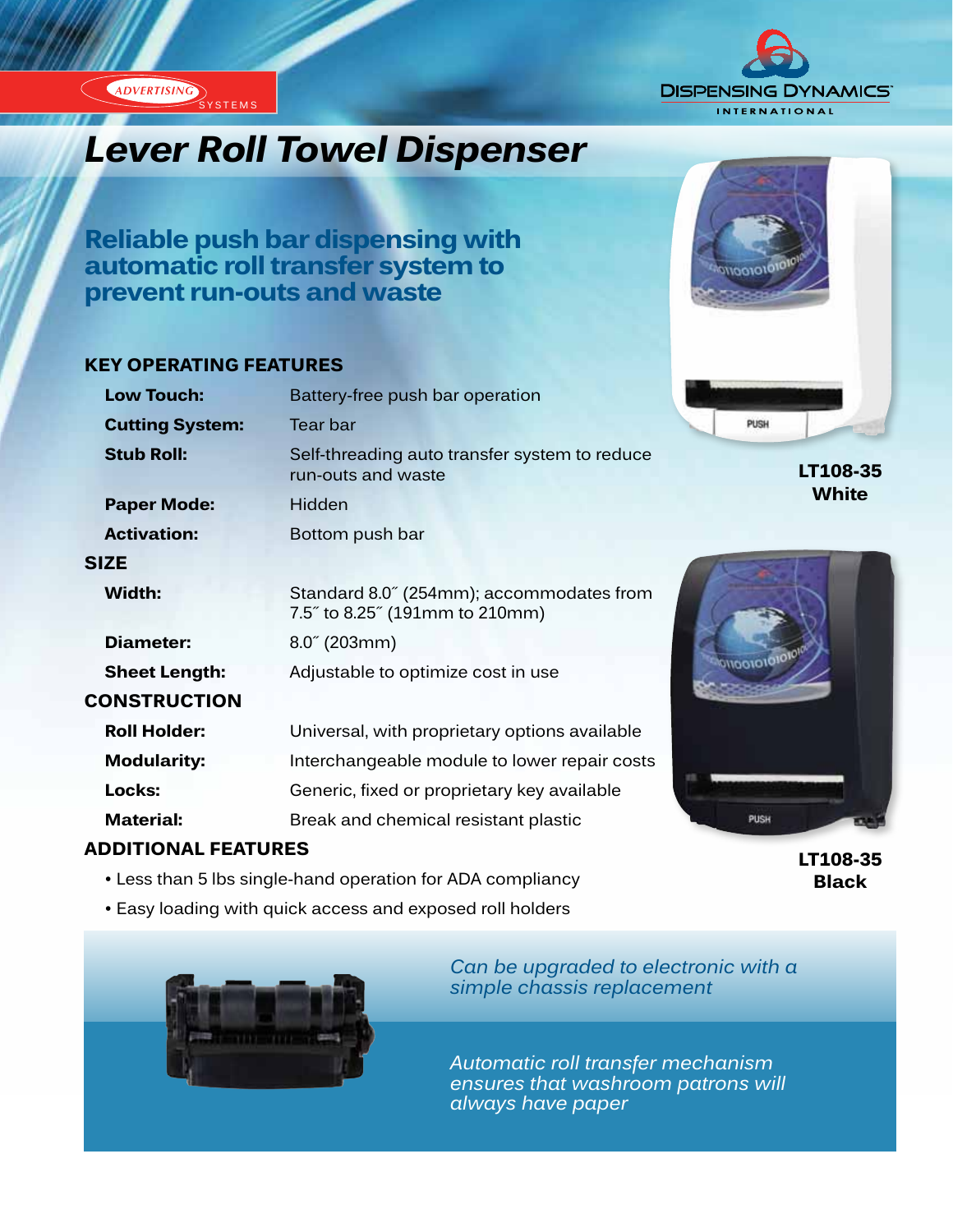ADVERTISING SYSTEMS

DISPENSING DYNAMICS INTERNATIONAL

# Lever Roll Towel Dispenser

## Reliable push bar dispensing with automatic roll transfer system to prevent run-outs and waste

### KEY OPERATING FEATURES

| | |
|---|---|
| **Low Touch:** | Battery-free push bar operation |
| **Cutting System:** | Tear bar |
| **Stub Roll:** | Self-threading auto transfer system to reduce run-outs and waste |
| **Paper Mode:** | Hidden |
| **Activation:** | Bottom push bar |

### SIZE

| | |
|---|---|
| **Width:** | Standard 8.0˝ (254mm); accommodates from 7.5˝ to 8.25˝ (191mm to 210mm) |
| **Diameter:** | 8.0˝ (203mm) |
| **Sheet Length:** | Adjustable to optimize cost in use |

### CONSTRUCTION

| | |
|---|---|
| **Roll Holder:** | Universal, with proprietary options available |
| **Modularity:** | Interchangeable module to lower repair costs |
| **Locks:** | Generic, fixed or proprietary key available |
| **Material:** | Break and chemical resistant plastic |

### ADDITIONAL FEATURES

- Less than 5 lbs single-hand operation for ADA compliancy
- Easy loading with quick access and exposed roll holders

**LT108-35 White**

**LT108-35 Black**

*Can be upgraded to electronic with a simple chassis replacement*

*Automatic roll transfer mechanism ensures that washroom patrons will always have paper*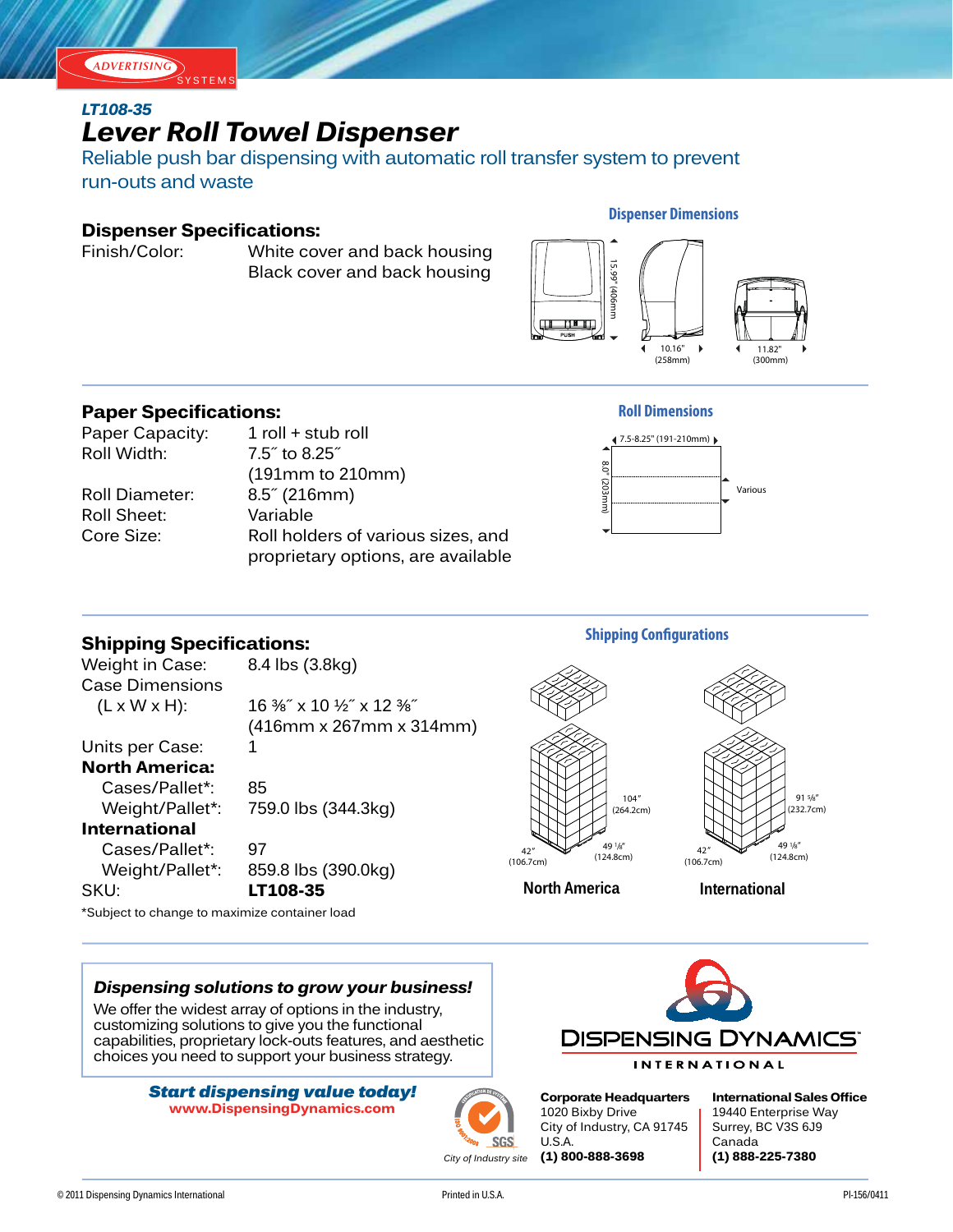ADVERTISING SYSTEMS

*LT108-35*

# *Lever Roll Towel Dispenser*

Reliable push bar dispensing with automatic roll transfer system to prevent run-outs and waste

## Dispenser Specifications:

| | |
|---|---|
| Finish/Color: | White cover and back housing<br>Black cover and back housing |

**Dispenser Dimensions**

15.99" (406mm)

PUSH

10.16" (258mm)

11.82" (300mm)

## Paper Specifications:

| | |
|---|---|
| Paper Capacity: | 1 roll + stub roll |
| Roll Width: | 7.5˝ to 8.25˝ (191mm to 210mm) |
| Roll Diameter: | 8.5˝ (216mm) |
| Roll Sheet: | Variable |
| Core Size: | Roll holders of various sizes, and proprietary options, are available |

**Roll Dimensions**

7.5-8.25" (191-210mm)

8.0" (203mm)

Various

## Shipping Specifications:

| | |
|---|---|
| Weight in Case: | 8.4 lbs (3.8kg) |
| Case Dimensions (L x W x H): | 16 ⅜˝ x 10 ½˝ x 12 ⅜˝ (416mm x 267mm x 314mm) |
| Units per Case: | 1 |
| **North America:** | |
| Cases/Pallet*: | 85 |
| Weight/Pallet*: | 759.0 lbs (344.3kg) |
| **International** | |
| Cases/Pallet*: | 97 |
| Weight/Pallet*: | 859.8 lbs (390.0kg) |
| SKU: | **LT108-35** |

*Subject to change to maximize container load

**Shipping Configurations**

104" (264.2cm)

42" (106.7cm)

49 ⅛" (124.8cm)

**North America**

91 ⅝" (232.7cm)

42" (106.7cm)

49 ⅛" (124.8cm)

**International**

***Dispensing solutions to grow your business!***

We offer the widest array of options in the industry, customizing solutions to give you the functional capabilities, proprietary lock-outs features, and aesthetic choices you need to support your business strategy.

***Start dispensing value today!***

**www.DispensingDynamics.com**

ISO 9001:2008 SGS

*City of Industry site*

DISPENSING DYNAMICS INTERNATIONAL

**Corporate Headquarters**
1020 Bixby Drive
City of Industry, CA 91745
U.S.A.
**(1) 800-888-3698**

**International Sales Office**
19440 Enterprise Way
Surrey, BC V3S 6J9
Canada
**(1) 888-225-7380**

© 2011 Dispensing Dynamics International

Printed in U.S.A.

PI-156/0411